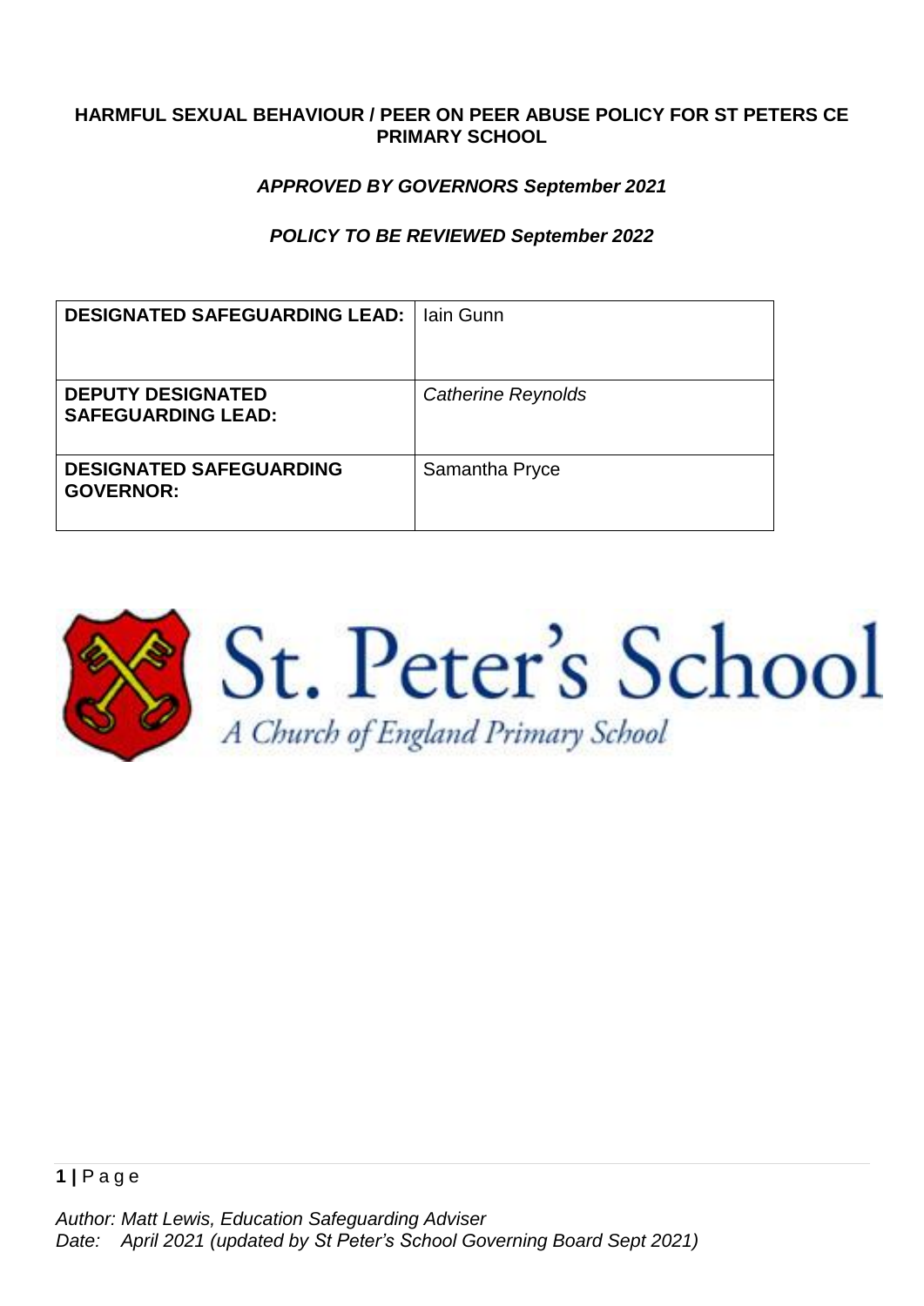# HARMFUL SEXUAL BEHAVIOUR / PEER ON PEER ABUSE POLICY FOR ST PETERS CE PRIMARY SCHOOL

***APPROVED BY GOVERNORS September 2021***

***POLICY TO BE REVIEWED September 2022***

| | |
|---|---|
| **DESIGNATED SAFEGUARDING LEAD:** | Iain Gunn |
| **DEPUTY DESIGNATED SAFEGUARDING LEAD:** | *Catherine Reynolds* |
| **DESIGNATED SAFEGUARDING GOVERNOR:** | Samantha Pryce |

St. Peter's School

*A Church of England Primary School*

*Author: Matt Lewis, Education Safeguarding Adviser*
*Date: April 2021 (updated by St Peter's School Governing Board Sept 2021)*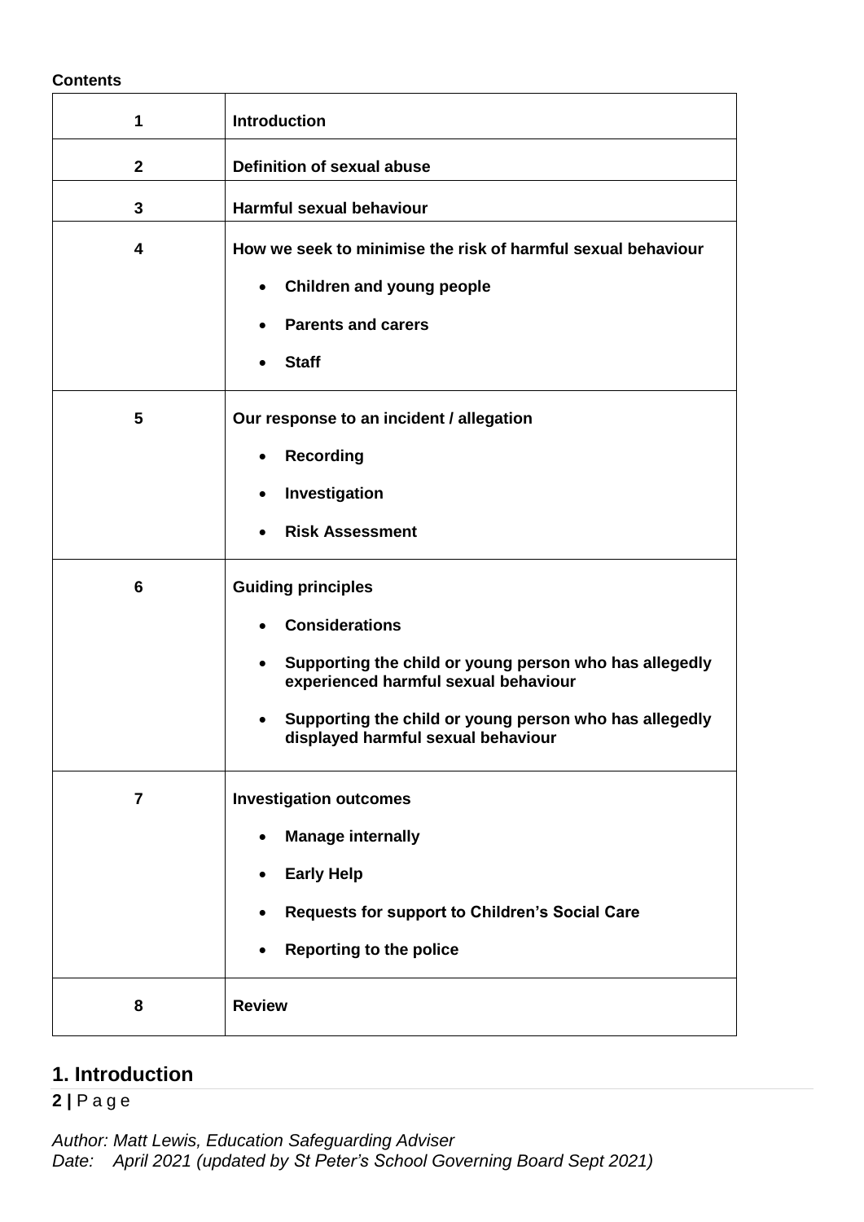**Contents**

| | |
|---|---|
| 1 | **Introduction** |
| 2 | **Definition of sexual abuse** |
| 3 | **Harmful sexual behaviour** |
| 4 | **How we seek to minimise the risk of harmful sexual behaviour**<br>• **Children and young people**<br>• **Parents and carers**<br>• **Staff** |
| 5 | **Our response to an incident / allegation**<br>• **Recording**<br>• **Investigation**<br>• **Risk Assessment** |
| 6 | **Guiding principles**<br>• **Considerations**<br>• **Supporting the child or young person who has allegedly experienced harmful sexual behaviour**<br>• **Supporting the child or young person who has allegedly displayed harmful sexual behaviour** |
| 7 | **Investigation outcomes**<br>• **Manage internally**<br>• **Early Help**<br>• **Requests for support to Children's Social Care**<br>• **Reporting to the police** |
| 8 | **Review** |

## 1. Introduction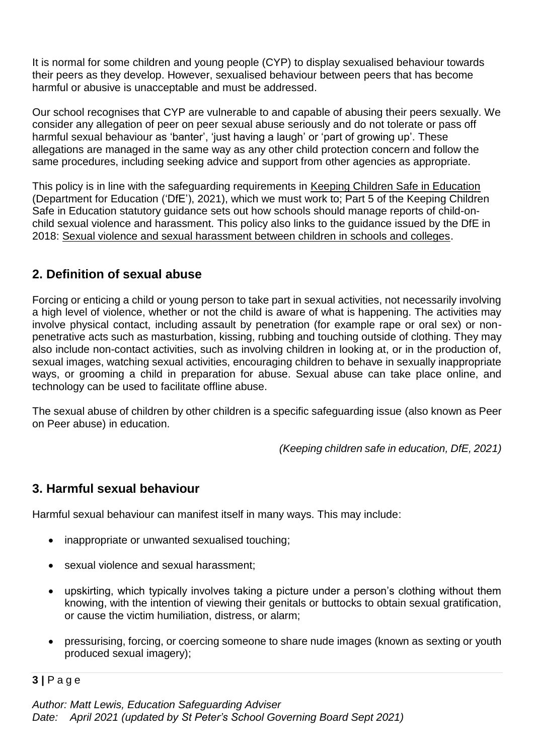It is normal for some children and young people (CYP) to display sexualised behaviour towards their peers as they develop. However, sexualised behaviour between peers that has become harmful or abusive is unacceptable and must be addressed.

Our school recognises that CYP are vulnerable to and capable of abusing their peers sexually. We consider any allegation of peer on peer sexual abuse seriously and do not tolerate or pass off harmful sexual behaviour as 'banter', 'just having a laugh' or 'part of growing up'. These allegations are managed in the same way as any other child protection concern and follow the same procedures, including seeking advice and support from other agencies as appropriate.

This policy is in line with the safeguarding requirements in Keeping Children Safe in Education (Department for Education ('DfE'), 2021), which we must work to; Part 5 of the Keeping Children Safe in Education statutory guidance sets out how schools should manage reports of child-on-child sexual violence and harassment. This policy also links to the guidance issued by the DfE in 2018: Sexual violence and sexual harassment between children in schools and colleges.

## 2. Definition of sexual abuse

Forcing or enticing a child or young person to take part in sexual activities, not necessarily involving a high level of violence, whether or not the child is aware of what is happening. The activities may involve physical contact, including assault by penetration (for example rape or oral sex) or non-penetrative acts such as masturbation, kissing, rubbing and touching outside of clothing. They may also include non-contact activities, such as involving children in looking at, or in the production of, sexual images, watching sexual activities, encouraging children to behave in sexually inappropriate ways, or grooming a child in preparation for abuse. Sexual abuse can take place online, and technology can be used to facilitate offline abuse.

The sexual abuse of children by other children is a specific safeguarding issue (also known as Peer on Peer abuse) in education.

*(Keeping children safe in education, DfE, 2021)*

## 3. Harmful sexual behaviour

Harmful sexual behaviour can manifest itself in many ways. This may include:

- inappropriate or unwanted sexualised touching;
- sexual violence and sexual harassment;
- upskirting, which typically involves taking a picture under a person's clothing without them knowing, with the intention of viewing their genitals or buttocks to obtain sexual gratification, or cause the victim humiliation, distress, or alarm;
- pressurising, forcing, or coercing someone to share nude images (known as sexting or youth produced sexual imagery);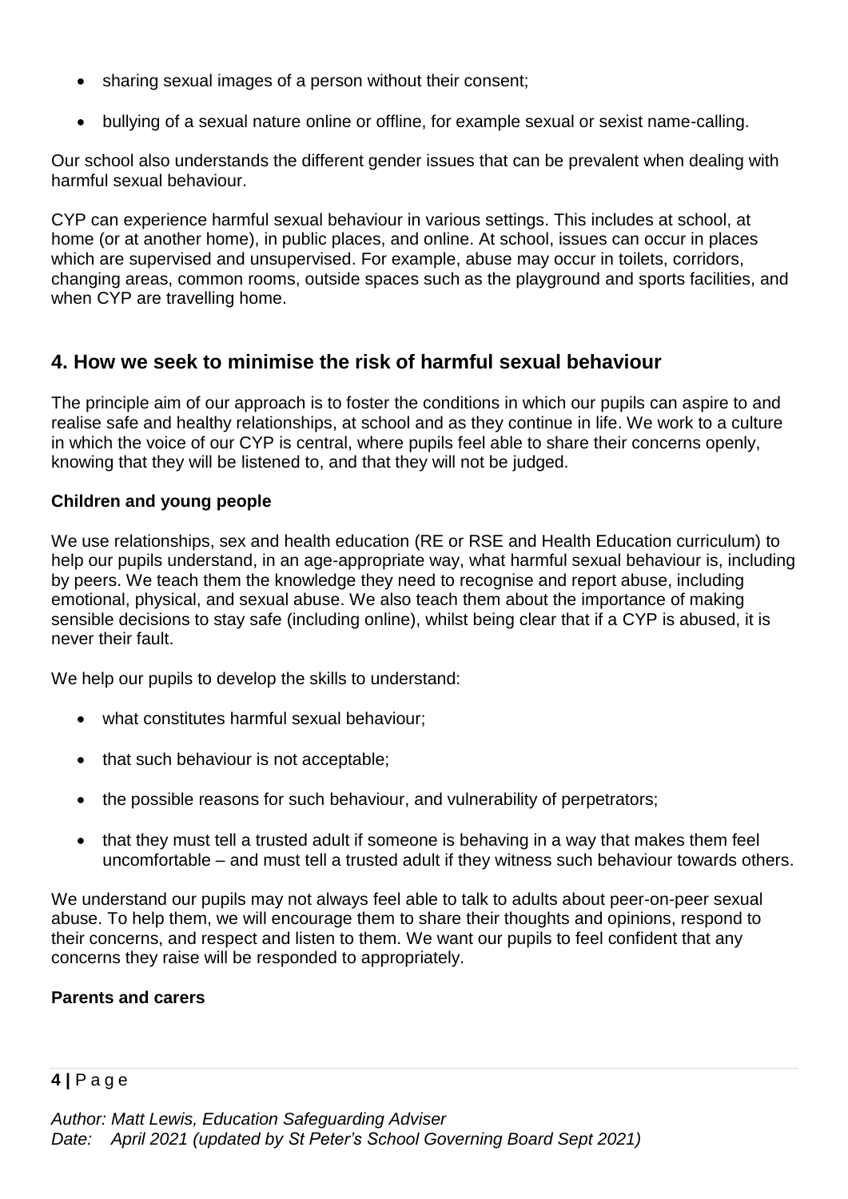- sharing sexual images of a person without their consent;
- bullying of a sexual nature online or offline, for example sexual or sexist name-calling.

Our school also understands the different gender issues that can be prevalent when dealing with harmful sexual behaviour.

CYP can experience harmful sexual behaviour in various settings. This includes at school, at home (or at another home), in public places, and online. At school, issues can occur in places which are supervised and unsupervised. For example, abuse may occur in toilets, corridors, changing areas, common rooms, outside spaces such as the playground and sports facilities, and when CYP are travelling home.

## 4. How we seek to minimise the risk of harmful sexual behaviour

The principle aim of our approach is to foster the conditions in which our pupils can aspire to and realise safe and healthy relationships, at school and as they continue in life. We work to a culture in which the voice of our CYP is central, where pupils feel able to share their concerns openly, knowing that they will be listened to, and that they will not be judged.

**Children and young people**

We use relationships, sex and health education (RE or RSE and Health Education curriculum) to help our pupils understand, in an age-appropriate way, what harmful sexual behaviour is, including by peers. We teach them the knowledge they need to recognise and report abuse, including emotional, physical, and sexual abuse. We also teach them about the importance of making sensible decisions to stay safe (including online), whilst being clear that if a CYP is abused, it is never their fault.

We help our pupils to develop the skills to understand:

- what constitutes harmful sexual behaviour;
- that such behaviour is not acceptable;
- the possible reasons for such behaviour, and vulnerability of perpetrators;
- that they must tell a trusted adult if someone is behaving in a way that makes them feel uncomfortable – and must tell a trusted adult if they witness such behaviour towards others.

We understand our pupils may not always feel able to talk to adults about peer-on-peer sexual abuse. To help them, we will encourage them to share their thoughts and opinions, respond to their concerns, and respect and listen to them. We want our pupils to feel confident that any concerns they raise will be responded to appropriately.

**Parents and carers**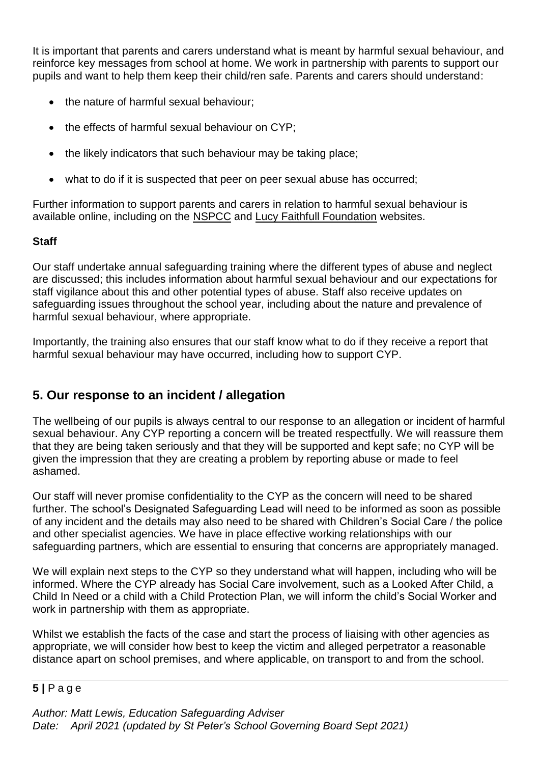It is important that parents and carers understand what is meant by harmful sexual behaviour, and reinforce key messages from school at home. We work in partnership with parents to support our pupils and want to help them keep their child/ren safe. Parents and carers should understand:

- the nature of harmful sexual behaviour;
- the effects of harmful sexual behaviour on CYP;
- the likely indicators that such behaviour may be taking place;
- what to do if it is suspected that peer on peer sexual abuse has occurred;

Further information to support parents and carers in relation to harmful sexual behaviour is available online, including on the NSPCC and Lucy Faithfull Foundation websites.

**Staff**

Our staff undertake annual safeguarding training where the different types of abuse and neglect are discussed; this includes information about harmful sexual behaviour and our expectations for staff vigilance about this and other potential types of abuse. Staff also receive updates on safeguarding issues throughout the school year, including about the nature and prevalence of harmful sexual behaviour, where appropriate.

Importantly, the training also ensures that our staff know what to do if they receive a report that harmful sexual behaviour may have occurred, including how to support CYP.

## 5. Our response to an incident / allegation

The wellbeing of our pupils is always central to our response to an allegation or incident of harmful sexual behaviour. Any CYP reporting a concern will be treated respectfully. We will reassure them that they are being taken seriously and that they will be supported and kept safe; no CYP will be given the impression that they are creating a problem by reporting abuse or made to feel ashamed.

Our staff will never promise confidentiality to the CYP as the concern will need to be shared further. The school's Designated Safeguarding Lead will need to be informed as soon as possible of any incident and the details may also need to be shared with Children's Social Care / the police and other specialist agencies. We have in place effective working relationships with our safeguarding partners, which are essential to ensuring that concerns are appropriately managed.

We will explain next steps to the CYP so they understand what will happen, including who will be informed. Where the CYP already has Social Care involvement, such as a Looked After Child, a Child In Need or a child with a Child Protection Plan, we will inform the child's Social Worker and work in partnership with them as appropriate.

Whilst we establish the facts of the case and start the process of liaising with other agencies as appropriate, we will consider how best to keep the victim and alleged perpetrator a reasonable distance apart on school premises, and where applicable, on transport to and from the school.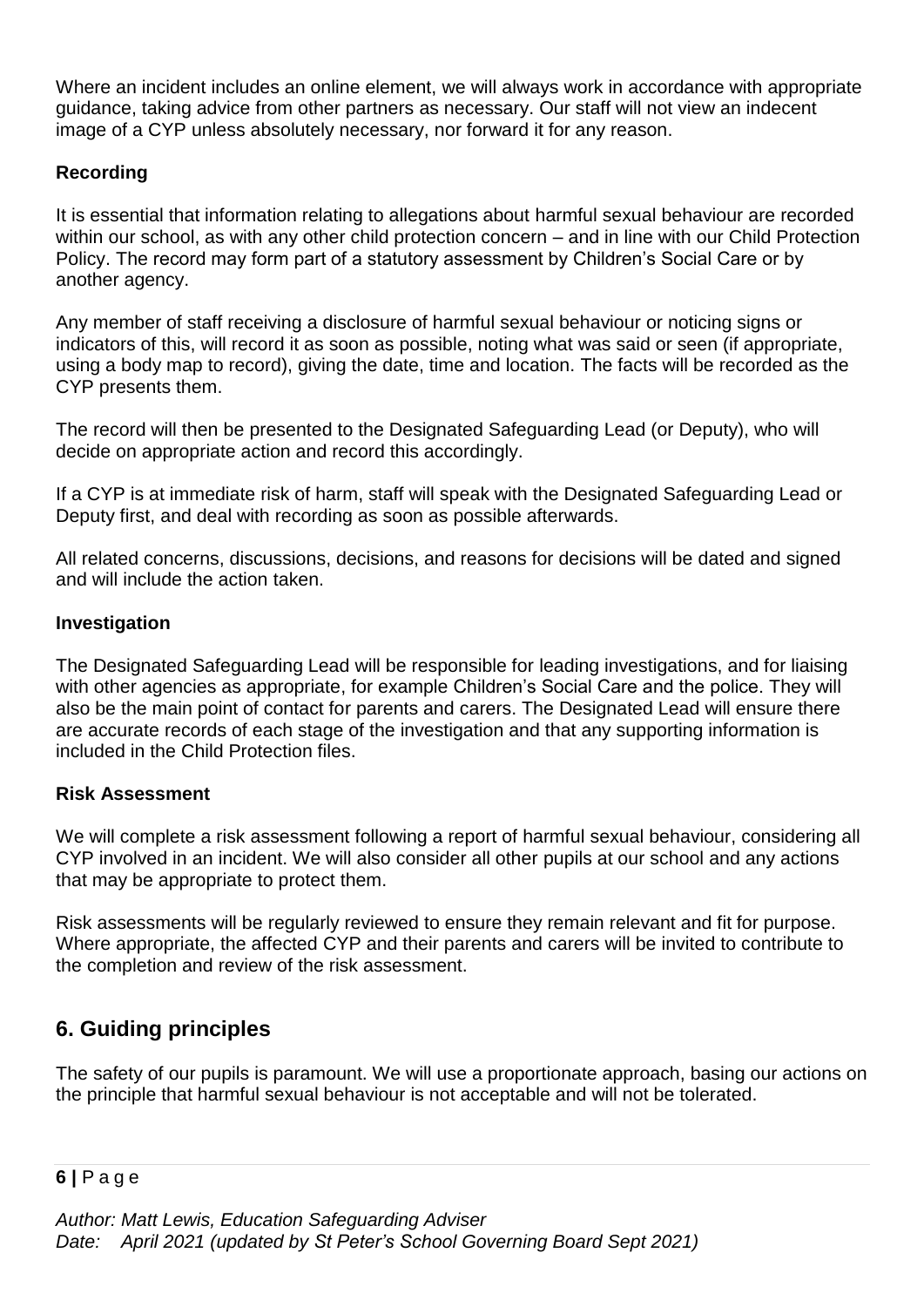Where an incident includes an online element, we will always work in accordance with appropriate guidance, taking advice from other partners as necessary. Our staff will not view an indecent image of a CYP unless absolutely necessary, nor forward it for any reason.

**Recording**

It is essential that information relating to allegations about harmful sexual behaviour are recorded within our school, as with any other child protection concern – and in line with our Child Protection Policy. The record may form part of a statutory assessment by Children's Social Care or by another agency.

Any member of staff receiving a disclosure of harmful sexual behaviour or noticing signs or indicators of this, will record it as soon as possible, noting what was said or seen (if appropriate, using a body map to record), giving the date, time and location. The facts will be recorded as the CYP presents them.

The record will then be presented to the Designated Safeguarding Lead (or Deputy), who will decide on appropriate action and record this accordingly.

If a CYP is at immediate risk of harm, staff will speak with the Designated Safeguarding Lead or Deputy first, and deal with recording as soon as possible afterwards.

All related concerns, discussions, decisions, and reasons for decisions will be dated and signed and will include the action taken.

**Investigation**

The Designated Safeguarding Lead will be responsible for leading investigations, and for liaising with other agencies as appropriate, for example Children's Social Care and the police. They will also be the main point of contact for parents and carers. The Designated Lead will ensure there are accurate records of each stage of the investigation and that any supporting information is included in the Child Protection files.

**Risk Assessment**

We will complete a risk assessment following a report of harmful sexual behaviour, considering all CYP involved in an incident. We will also consider all other pupils at our school and any actions that may be appropriate to protect them.

Risk assessments will be regularly reviewed to ensure they remain relevant and fit for purpose. Where appropriate, the affected CYP and their parents and carers will be invited to contribute to the completion and review of the risk assessment.

## 6. Guiding principles

The safety of our pupils is paramount. We will use a proportionate approach, basing our actions on the principle that harmful sexual behaviour is not acceptable and will not be tolerated.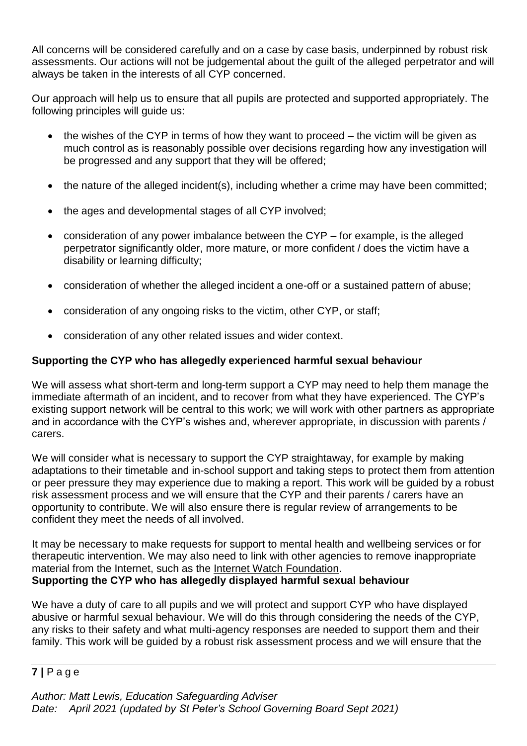All concerns will be considered carefully and on a case by case basis, underpinned by robust risk assessments. Our actions will not be judgemental about the guilt of the alleged perpetrator and will always be taken in the interests of all CYP concerned.

Our approach will help us to ensure that all pupils are protected and supported appropriately. The following principles will guide us:

- the wishes of the CYP in terms of how they want to proceed – the victim will be given as much control as is reasonably possible over decisions regarding how any investigation will be progressed and any support that they will be offered;
- the nature of the alleged incident(s), including whether a crime may have been committed;
- the ages and developmental stages of all CYP involved;
- consideration of any power imbalance between the CYP – for example, is the alleged perpetrator significantly older, more mature, or more confident / does the victim have a disability or learning difficulty;
- consideration of whether the alleged incident a one-off or a sustained pattern of abuse;
- consideration of any ongoing risks to the victim, other CYP, or staff;
- consideration of any other related issues and wider context.

**Supporting the CYP who has allegedly experienced harmful sexual behaviour**

We will assess what short-term and long-term support a CYP may need to help them manage the immediate aftermath of an incident, and to recover from what they have experienced. The CYP's existing support network will be central to this work; we will work with other partners as appropriate and in accordance with the CYP's wishes and, wherever appropriate, in discussion with parents / carers.

We will consider what is necessary to support the CYP straightaway, for example by making adaptations to their timetable and in-school support and taking steps to protect them from attention or peer pressure they may experience due to making a report. This work will be guided by a robust risk assessment process and we will ensure that the CYP and their parents / carers have an opportunity to contribute. We will also ensure there is regular review of arrangements to be confident they meet the needs of all involved.

It may be necessary to make requests for support to mental health and wellbeing services or for therapeutic intervention. We may also need to link with other agencies to remove inappropriate material from the Internet, such as the Internet Watch Foundation.

**Supporting the CYP who has allegedly displayed harmful sexual behaviour**

We have a duty of care to all pupils and we will protect and support CYP who have displayed abusive or harmful sexual behaviour. We will do this through considering the needs of the CYP, any risks to their safety and what multi-agency responses are needed to support them and their family. This work will be guided by a robust risk assessment process and we will ensure that the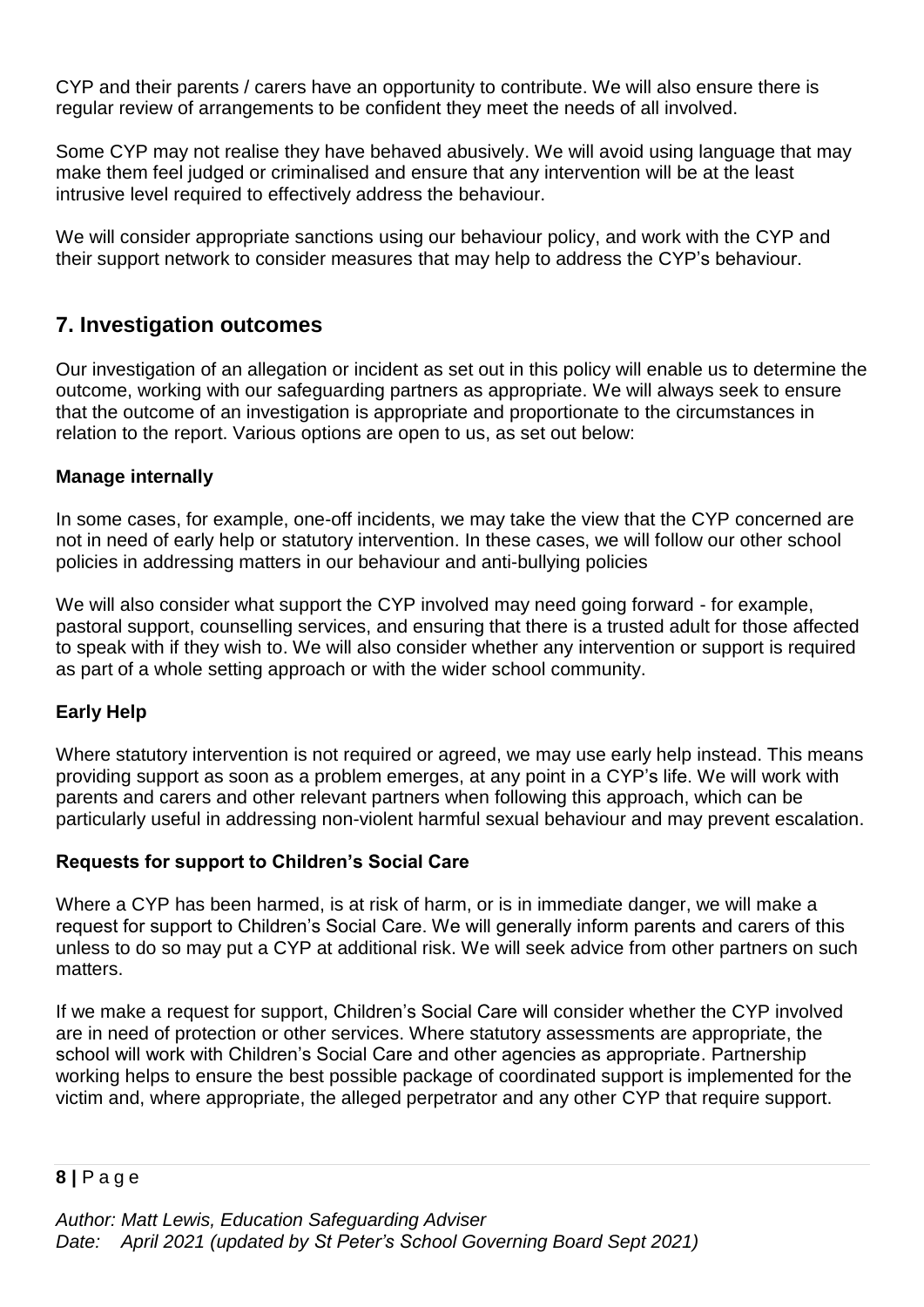CYP and their parents / carers have an opportunity to contribute. We will also ensure there is regular review of arrangements to be confident they meet the needs of all involved.

Some CYP may not realise they have behaved abusively. We will avoid using language that may make them feel judged or criminalised and ensure that any intervention will be at the least intrusive level required to effectively address the behaviour.

We will consider appropriate sanctions using our behaviour policy, and work with the CYP and their support network to consider measures that may help to address the CYP's behaviour.

## 7. Investigation outcomes

Our investigation of an allegation or incident as set out in this policy will enable us to determine the outcome, working with our safeguarding partners as appropriate. We will always seek to ensure that the outcome of an investigation is appropriate and proportionate to the circumstances in relation to the report. Various options are open to us, as set out below:

**Manage internally**

In some cases, for example, one-off incidents, we may take the view that the CYP concerned are not in need of early help or statutory intervention. In these cases, we will follow our other school policies in addressing matters in our behaviour and anti-bullying policies

We will also consider what support the CYP involved may need going forward - for example, pastoral support, counselling services, and ensuring that there is a trusted adult for those affected to speak with if they wish to. We will also consider whether any intervention or support is required as part of a whole setting approach or with the wider school community.

**Early Help**

Where statutory intervention is not required or agreed, we may use early help instead. This means providing support as soon as a problem emerges, at any point in a CYP's life. We will work with parents and carers and other relevant partners when following this approach, which can be particularly useful in addressing non-violent harmful sexual behaviour and may prevent escalation.

**Requests for support to Children's Social Care**

Where a CYP has been harmed, is at risk of harm, or is in immediate danger, we will make a request for support to Children's Social Care. We will generally inform parents and carers of this unless to do so may put a CYP at additional risk. We will seek advice from other partners on such matters.

If we make a request for support, Children's Social Care will consider whether the CYP involved are in need of protection or other services. Where statutory assessments are appropriate, the school will work with Children's Social Care and other agencies as appropriate. Partnership working helps to ensure the best possible package of coordinated support is implemented for the victim and, where appropriate, the alleged perpetrator and any other CYP that require support.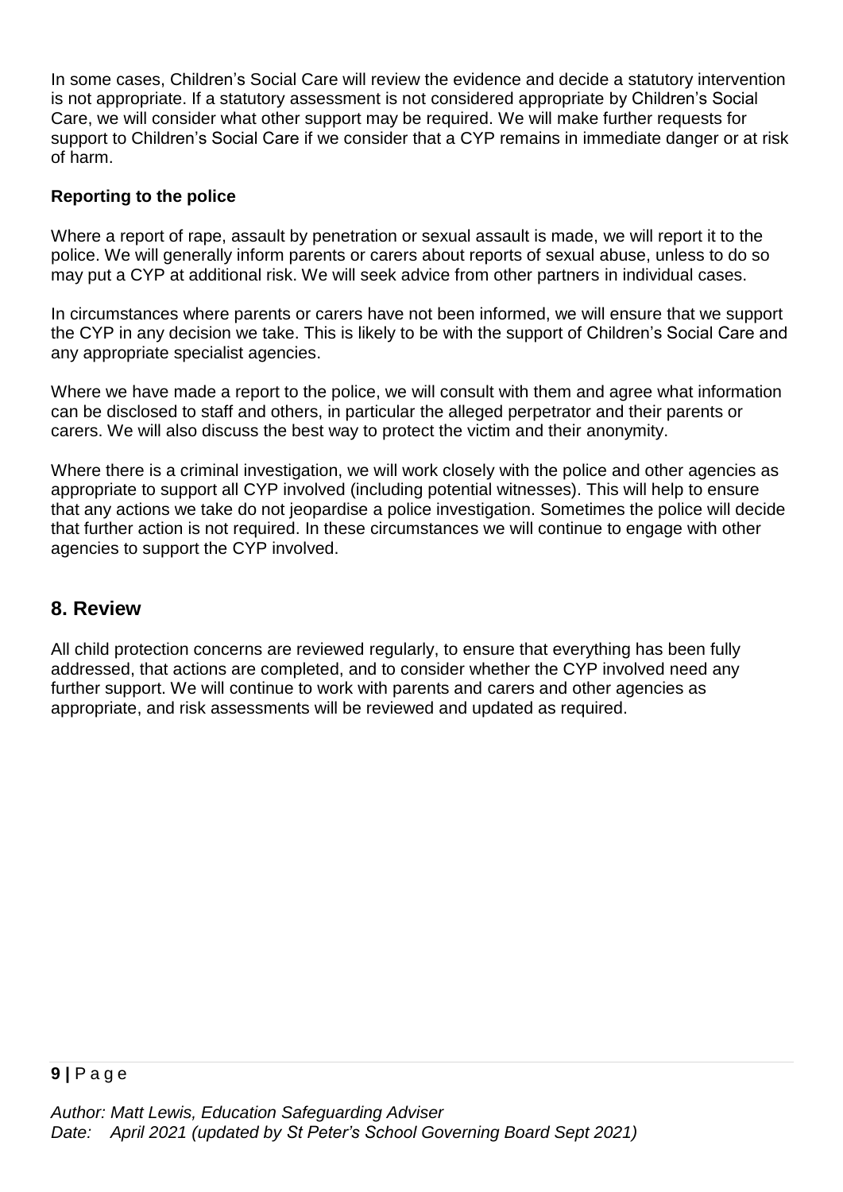In some cases, Children's Social Care will review the evidence and decide a statutory intervention is not appropriate. If a statutory assessment is not considered appropriate by Children's Social Care, we will consider what other support may be required. We will make further requests for support to Children's Social Care if we consider that a CYP remains in immediate danger or at risk of harm.

**Reporting to the police**

Where a report of rape, assault by penetration or sexual assault is made, we will report it to the police. We will generally inform parents or carers about reports of sexual abuse, unless to do so may put a CYP at additional risk. We will seek advice from other partners in individual cases.

In circumstances where parents or carers have not been informed, we will ensure that we support the CYP in any decision we take. This is likely to be with the support of Children's Social Care and any appropriate specialist agencies.

Where we have made a report to the police, we will consult with them and agree what information can be disclosed to staff and others, in particular the alleged perpetrator and their parents or carers. We will also discuss the best way to protect the victim and their anonymity.

Where there is a criminal investigation, we will work closely with the police and other agencies as appropriate to support all CYP involved (including potential witnesses). This will help to ensure that any actions we take do not jeopardise a police investigation. Sometimes the police will decide that further action is not required. In these circumstances we will continue to engage with other agencies to support the CYP involved.

## 8. Review

All child protection concerns are reviewed regularly, to ensure that everything has been fully addressed, that actions are completed, and to consider whether the CYP involved need any further support. We will continue to work with parents and carers and other agencies as appropriate, and risk assessments will be reviewed and updated as required.